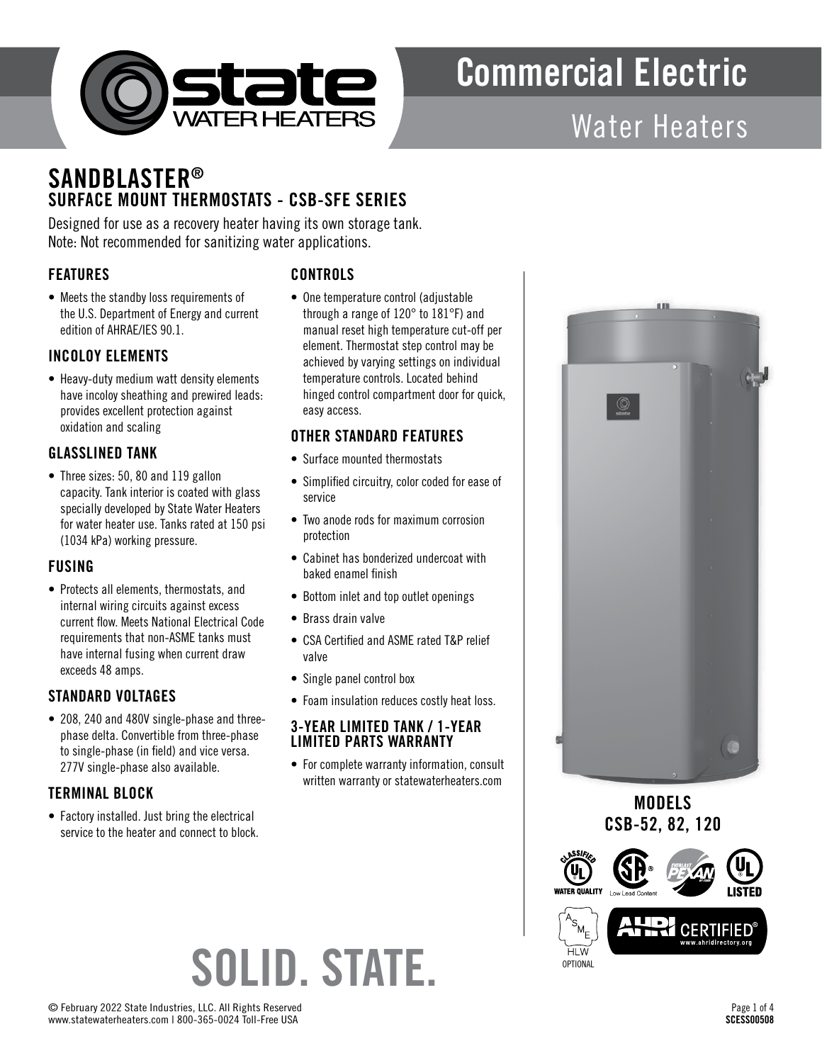# Commercial Electric

## Water Heaters

## SANDBLASTER®

### SURFACE MOUNT THERMOSTATS - CSB-SFE SERIES

Designed for use as a recovery heater having its own storage tank.
Note: Not recommended for sanitizing water applications.

### FEATURES

- Meets the standby loss requirements of the U.S. Department of Energy and current edition of AHRAE/IES 90.1.

### INCOLOY ELEMENTS

- Heavy-duty medium watt density elements have incoloy sheathing and prewired leads: provides excellent protection against oxidation and scaling

### GLASSLINED TANK

- Three sizes: 50, 80 and 119 gallon capacity. Tank interior is coated with glass specially developed by State Water Heaters for water heater use. Tanks rated at 150 psi (1034 kPa) working pressure.

### FUSING

- Protects all elements, thermostats, and internal wiring circuits against excess current flow. Meets National Electrical Code requirements that non-ASME tanks must have internal fusing when current draw exceeds 48 amps.

### STANDARD VOLTAGES

- 208, 240 and 480V single-phase and three-phase delta. Convertible from three-phase to single-phase (in field) and vice versa. 277V single-phase also available.

### TERMINAL BLOCK

- Factory installed. Just bring the electrical service to the heater and connect to block.

### CONTROLS

- One temperature control (adjustable through a range of 120° to 181°F) and manual reset high temperature cut-off per element. Thermostat step control may be achieved by varying settings on individual temperature controls. Located behind hinged control compartment door for quick, easy access.

### OTHER STANDARD FEATURES

- Surface mounted thermostats
- Simplified circuitry, color coded for ease of service
- Two anode rods for maximum corrosion protection
- Cabinet has bonderized undercoat with baked enamel finish
- Bottom inlet and top outlet openings
- Brass drain valve
- CSA Certified and ASME rated T&P relief valve
- Single panel control box
- Foam insulation reduces costly heat loss.

### 3-YEAR LIMITED TANK / 1-YEAR LIMITED PARTS WARRANTY

- For complete warranty information, consult written warranty or statewaterheaters.com

**MODELS CSB-52, 82, 120**

ASME HLW OPTIONAL

AHRI CERTIFIED® www.ahridirectory.org

# SOLID. STATE.

© February 2022 State Industries, LLC. All Rights Reserved
www.statewaterheaters.com | 800-365-0024 Toll-Free USA

SCESS00508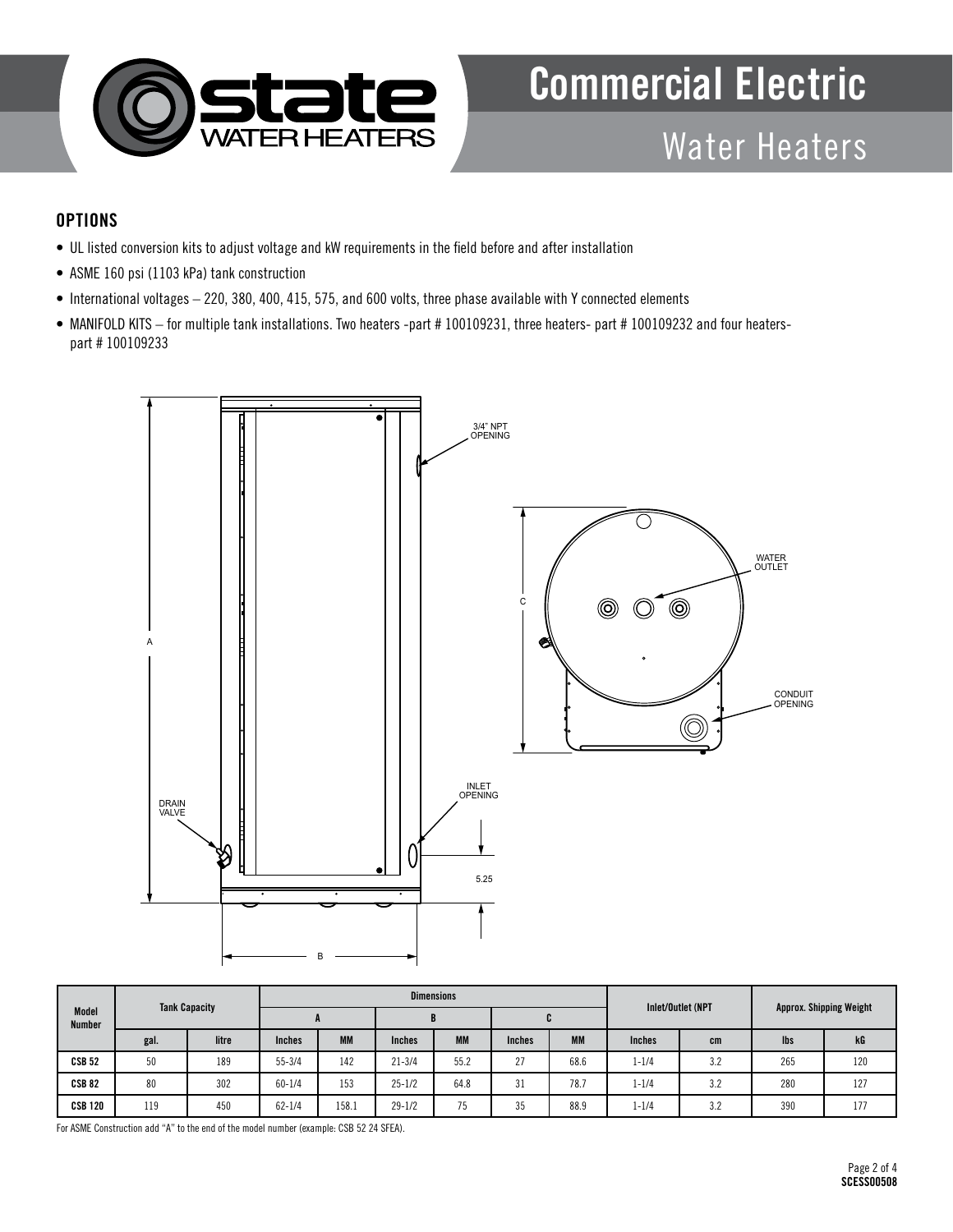## OPTIONS

- UL listed conversion kits to adjust voltage and kW requirements in the field before and after installation
- ASME 160 psi (1103 kPa) tank construction
- International voltages – 220, 380, 400, 415, 575, and 600 volts, three phase available with Y connected elements
- MANIFOLD KITS – for multiple tank installations. Two heaters -part # 100109231, three heaters- part # 100109232 and four heaters- part # 100109233

| Model Number | Tank Capacity | | Dimensions | | | | | | Inlet/Outlet (NPT | | Approx. Shipping Weight | |
|---|---|---|---|---|---|---|---|---|---|---|---|---|
| | | | A | | B | | C | | | | | |
| | gal. | litre | Inches | MM | Inches | MM | Inches | MM | Inches | cm | lbs | kG |
| **CSB 52** | 50 | 189 | 55-3/4 | 142 | 21-3/4 | 55.2 | 27 | 68.6 | 1-1/4 | 3.2 | 265 | 120 |
| **CSB 82** | 80 | 302 | 60-1/4 | 153 | 25-1/2 | 64.8 | 31 | 78.7 | 1-1/4 | 3.2 | 280 | 127 |
| **CSB 120** | 119 | 450 | 62-1/4 | 158.1 | 29-1/2 | 75 | 35 | 88.9 | 1-1/4 | 3.2 | 390 | 177 |

For ASME Construction add "A" to the end of the model number (example: CSB 52 24 SFEA).

SCESS00508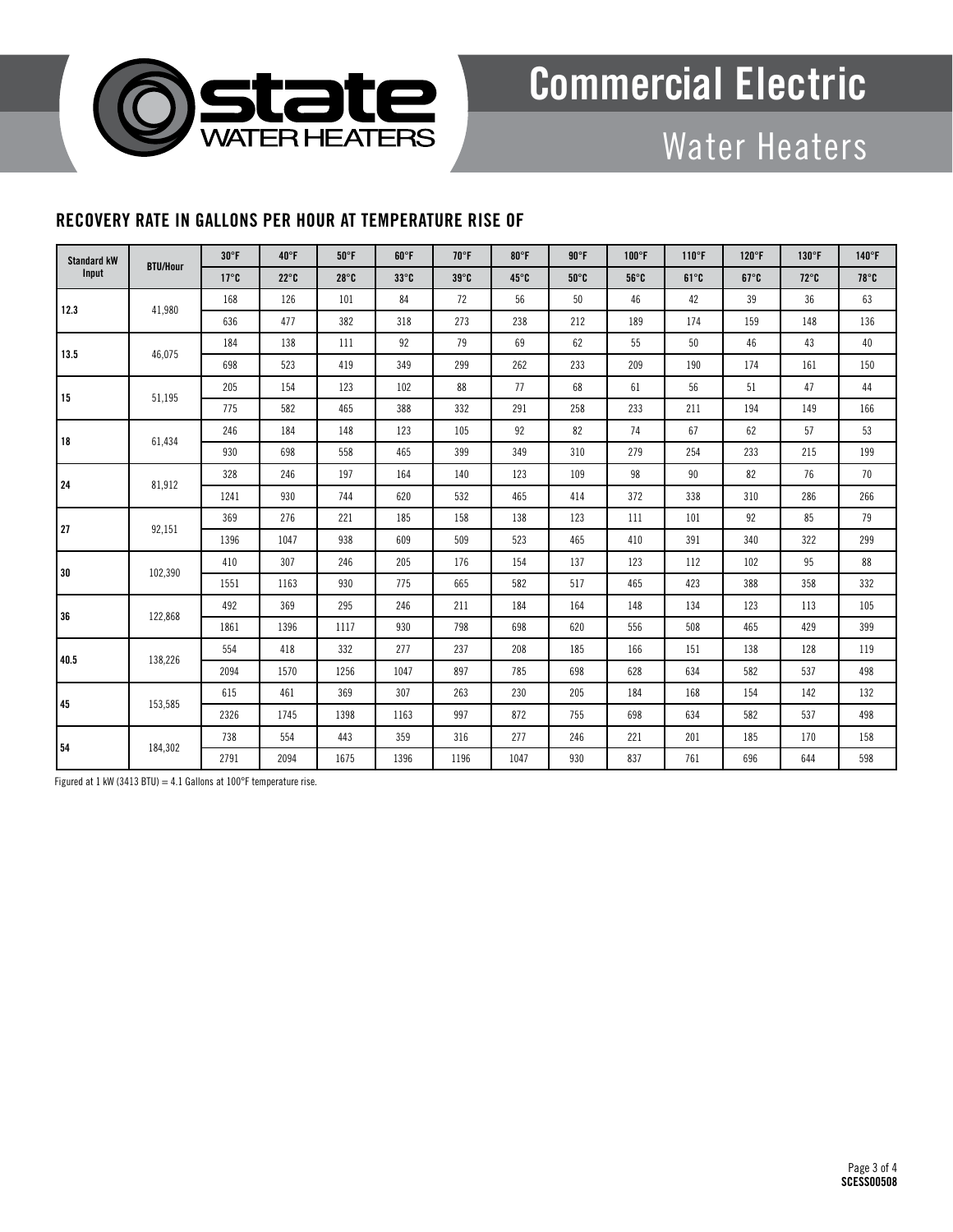# Commercial Electric

## Water Heaters

### RECOVERY RATE IN GALLONS PER HOUR AT TEMPERATURE RISE OF

| Standard kW Input | BTU/Hour | 30°F | 40°F | 50°F | 60°F | 70°F | 80°F | 90°F | 100°F | 110°F | 120°F | 130°F | 140°F |
|---|---|---|---|---|---|---|---|---|---|---|---|---|---|
| | | 17°C | 22°C | 28°C | 33°C | 39°C | 45°C | 50°C | 56°C | 61°C | 67°C | 72°C | 78°C |
| 12.3 | 41,980 | 168 | 126 | 101 | 84 | 72 | 56 | 50 | 46 | 42 | 39 | 36 | 63 |
| | | 636 | 477 | 382 | 318 | 273 | 238 | 212 | 189 | 174 | 159 | 148 | 136 |
| 13.5 | 46,075 | 184 | 138 | 111 | 92 | 79 | 69 | 62 | 55 | 50 | 46 | 43 | 40 |
| | | 698 | 523 | 419 | 349 | 299 | 262 | 233 | 209 | 190 | 174 | 161 | 150 |
| 15 | 51,195 | 205 | 154 | 123 | 102 | 88 | 77 | 68 | 61 | 56 | 51 | 47 | 44 |
| | | 775 | 582 | 465 | 388 | 332 | 291 | 258 | 233 | 211 | 194 | 149 | 166 |
| 18 | 61,434 | 246 | 184 | 148 | 123 | 105 | 92 | 82 | 74 | 67 | 62 | 57 | 53 |
| | | 930 | 698 | 558 | 465 | 399 | 349 | 310 | 279 | 254 | 233 | 215 | 199 |
| 24 | 81,912 | 328 | 246 | 197 | 164 | 140 | 123 | 109 | 98 | 90 | 82 | 76 | 70 |
| | | 1241 | 930 | 744 | 620 | 532 | 465 | 414 | 372 | 338 | 310 | 286 | 266 |
| 27 | 92,151 | 369 | 276 | 221 | 185 | 158 | 138 | 123 | 111 | 101 | 92 | 85 | 79 |
| | | 1396 | 1047 | 938 | 609 | 509 | 523 | 465 | 410 | 391 | 340 | 322 | 299 |
| 30 | 102,390 | 410 | 307 | 246 | 205 | 176 | 154 | 137 | 123 | 112 | 102 | 95 | 88 |
| | | 1551 | 1163 | 930 | 775 | 665 | 582 | 517 | 465 | 423 | 388 | 358 | 332 |
| 36 | 122,868 | 492 | 369 | 295 | 246 | 211 | 184 | 164 | 148 | 134 | 123 | 113 | 105 |
| | | 1861 | 1396 | 1117 | 930 | 798 | 698 | 620 | 556 | 508 | 465 | 429 | 399 |
| 40.5 | 138,226 | 554 | 418 | 332 | 277 | 237 | 208 | 185 | 166 | 151 | 138 | 128 | 119 |
| | | 2094 | 1570 | 1256 | 1047 | 897 | 785 | 698 | 628 | 634 | 582 | 537 | 498 |
| 45 | 153,585 | 615 | 461 | 369 | 307 | 263 | 230 | 205 | 184 | 168 | 154 | 142 | 132 |
| | | 2326 | 1745 | 1398 | 1163 | 997 | 872 | 755 | 698 | 634 | 582 | 537 | 498 |
| 54 | 184,302 | 738 | 554 | 443 | 359 | 316 | 277 | 246 | 221 | 201 | 185 | 170 | 158 |
| | | 2791 | 2094 | 1675 | 1396 | 1196 | 1047 | 930 | 837 | 761 | 696 | 644 | 598 |

Figured at 1 kW (3413 BTU) = 4.1 Gallons at 100°F temperature rise.

SCESS00508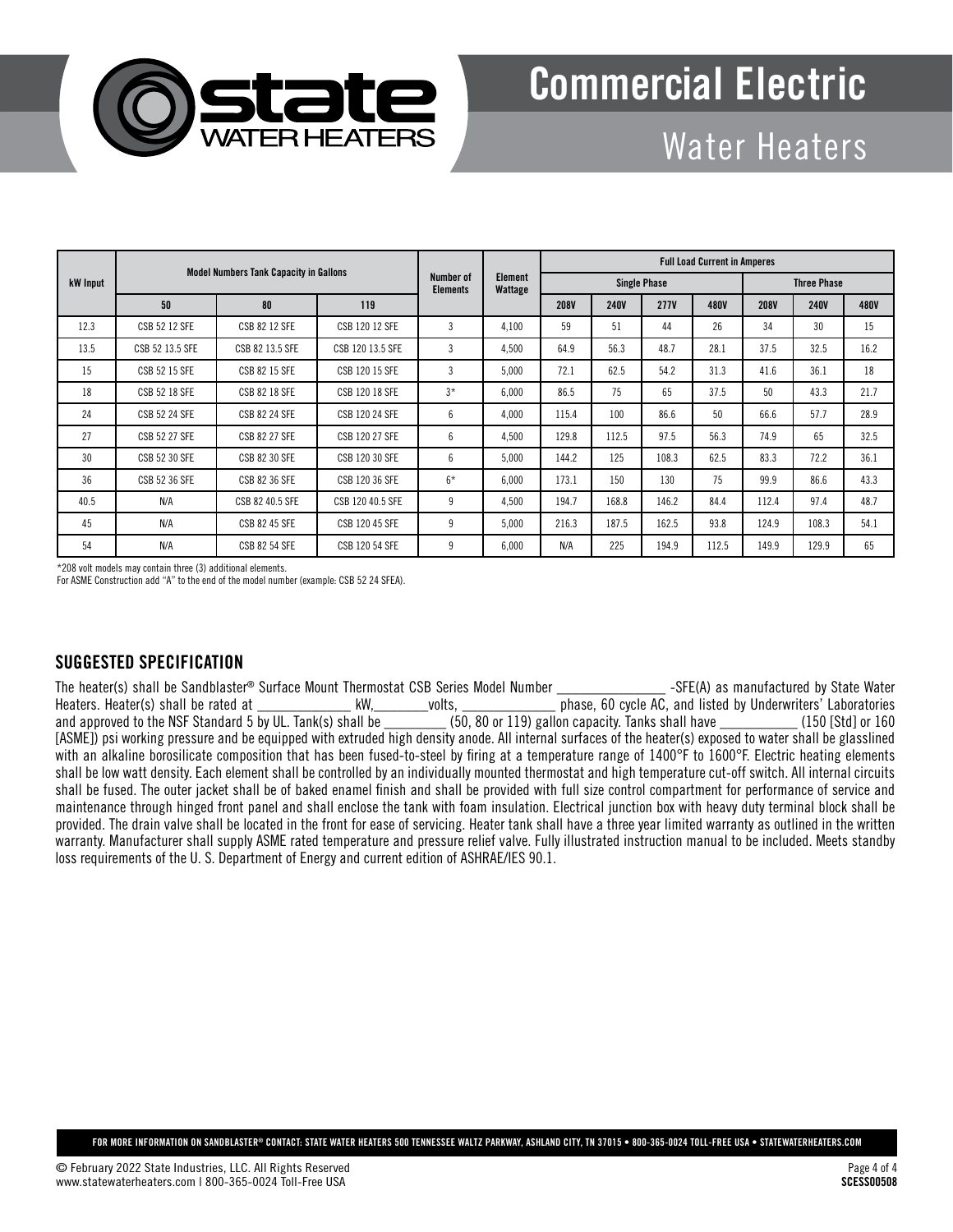# Commercial Electric

## Water Heaters

| kW Input | Model Numbers Tank Capacity in Gallons | | | Number of Elements | Element Wattage | Full Load Current in Amperes | | | | | | |
|---|---|---|---|---|---|---|---|---|---|---|---|---|
| | | | | | | Single Phase | | | | Three Phase | | |
| | 50 | 80 | 119 | | | 208V | 240V | 277V | 480V | 208V | 240V | 480V |
| 12.3 | CSB 52 12 SFE | CSB 82 12 SFE | CSB 120 12 SFE | 3 | 4,100 | 59 | 51 | 44 | 26 | 34 | 30 | 15 |
| 13.5 | CSB 52 13.5 SFE | CSB 82 13.5 SFE | CSB 120 13.5 SFE | 3 | 4,500 | 64.9 | 56.3 | 48.7 | 28.1 | 37.5 | 32.5 | 16.2 |
| 15 | CSB 52 15 SFE | CSB 82 15 SFE | CSB 120 15 SFE | 3 | 5,000 | 72.1 | 62.5 | 54.2 | 31.3 | 41.6 | 36.1 | 18 |
| 18 | CSB 52 18 SFE | CSB 82 18 SFE | CSB 120 18 SFE | 3* | 6,000 | 86.5 | 75 | 65 | 37.5 | 50 | 43.3 | 21.7 |
| 24 | CSB 52 24 SFE | CSB 82 24 SFE | CSB 120 24 SFE | 6 | 4,000 | 115.4 | 100 | 86.6 | 50 | 66.6 | 57.7 | 28.9 |
| 27 | CSB 52 27 SFE | CSB 82 27 SFE | CSB 120 27 SFE | 6 | 4,500 | 129.8 | 112.5 | 97.5 | 56.3 | 74.9 | 65 | 32.5 |
| 30 | CSB 52 30 SFE | CSB 82 30 SFE | CSB 120 30 SFE | 6 | 5,000 | 144.2 | 125 | 108.3 | 62.5 | 83.3 | 72.2 | 36.1 |
| 36 | CSB 52 36 SFE | CSB 82 36 SFE | CSB 120 36 SFE | 6* | 6,000 | 173.1 | 150 | 130 | 75 | 99.9 | 86.6 | 43.3 |
| 40.5 | N/A | CSB 82 40.5 SFE | CSB 120 40.5 SFE | 9 | 4,500 | 194.7 | 168.8 | 146.2 | 84.4 | 112.4 | 97.4 | 48.7 |
| 45 | N/A | CSB 82 45 SFE | CSB 120 45 SFE | 9 | 5,000 | 216.3 | 187.5 | 162.5 | 93.8 | 124.9 | 108.3 | 54.1 |
| 54 | N/A | CSB 82 54 SFE | CSB 120 54 SFE | 9 | 6,000 | N/A | 225 | 194.9 | 112.5 | 149.9 | 129.9 | 65 |

*208 volt models may contain three (3) additional elements.
For ASME Construction add "A" to the end of the model number (example: CSB 52 24 SFEA).

### SUGGESTED SPECIFICATION

The heater(s) shall be Sandblaster® Surface Mount Thermostat CSB Series Model Number _______________ -SFE(A) as manufactured by State Water Heaters. Heater(s) shall be rated at _____________ kW,________volts, _____________ phase, 60 cycle AC, and listed by Underwriters' Laboratories and approved to the NSF Standard 5 by UL. Tank(s) shall be _________ (50, 80 or 119) gallon capacity. Tanks shall have ___________ (150 [Std] or 160 [ASME]) psi working pressure and be equipped with extruded high density anode. All internal surfaces of the heater(s) exposed to water shall be glasslined with an alkaline borosilicate composition that has been fused-to-steel by firing at a temperature range of 1400°F to 1600°F. Electric heating elements shall be low watt density. Each element shall be controlled by an individually mounted thermostat and high temperature cut-off switch. All internal circuits shall be fused. The outer jacket shall be of baked enamel finish and shall be provided with full size control compartment for performance of service and maintenance through hinged front panel and shall enclose the tank with foam insulation. Electrical junction box with heavy duty terminal block shall be provided. The drain valve shall be located in the front for ease of servicing. Heater tank shall have a three year limited warranty as outlined in the written warranty. Manufacturer shall supply ASME rated temperature and pressure relief valve. Fully illustrated instruction manual to be included. Meets standby loss requirements of the U. S. Department of Energy and current edition of ASHRAE/IES 90.1.

FOR MORE INFORMATION ON SANDBLASTER® CONTACT: STATE WATER HEATERS 500 TENNESSEE WALTZ PARKWAY, ASHLAND CITY, TN 37015 • 800-365-0024 TOLL-FREE USA • STATEWATERHEATERS.COM

© February 2022 State Industries, LLC. All Rights Reserved
www.statewaterheaters.com | 800-365-0024 Toll-Free USA

SCESS00508